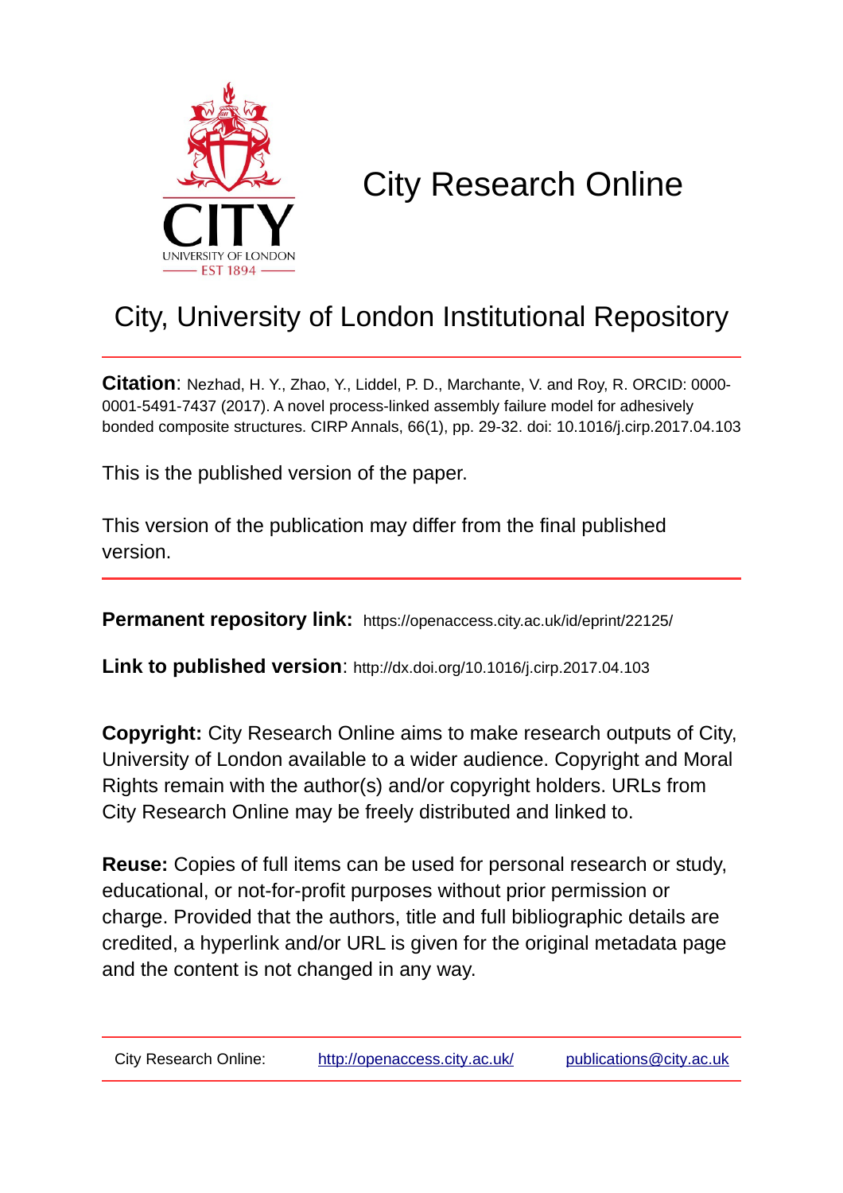# City Research Online

## City, University of London Institutional Repository

**Citation**: Nezhad, H. Y., Zhao, Y., Liddel, P. D., Marchante, V. and Roy, R. ORCID: 0000-0001-5491-7437 (2017). A novel process-linked assembly failure model for adhesively bonded composite structures. CIRP Annals, 66(1), pp. 29-32. doi: 10.1016/j.cirp.2017.04.103

This is the published version of the paper.

This version of the publication may differ from the final published version.

**Permanent repository link:** https://openaccess.city.ac.uk/id/eprint/22125/

**Link to published version**: http://dx.doi.org/10.1016/j.cirp.2017.04.103

**Copyright:** City Research Online aims to make research outputs of City, University of London available to a wider audience. Copyright and Moral Rights remain with the author(s) and/or copyright holders. URLs from City Research Online may be freely distributed and linked to.

**Reuse:** Copies of full items can be used for personal research or study, educational, or not-for-profit purposes without prior permission or charge. Provided that the authors, title and full bibliographic details are credited, a hyperlink and/or URL is given for the original metadata page and the content is not changed in any way.

City Research Online: http://openaccess.city.ac.uk/ publications@city.ac.uk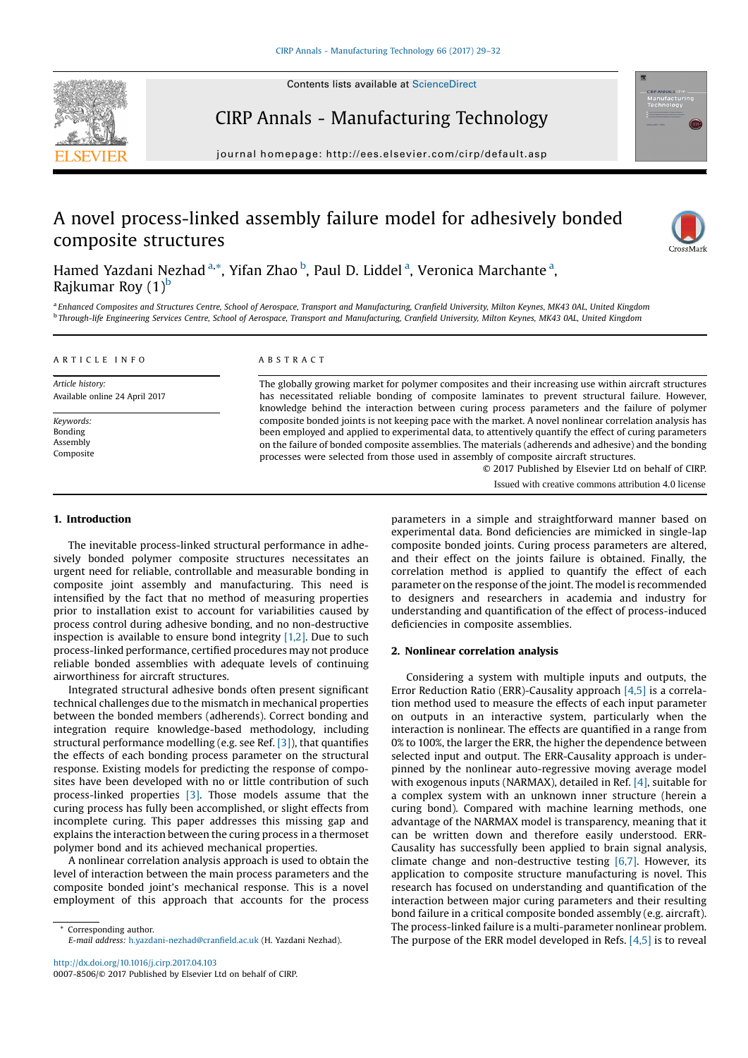# A novel process-linked assembly failure model for adhesively bonded composite structures

Hamed Yazdani Nezhad [a,*], Yifan Zhao [b], Paul D. Liddel [a], Veronica Marchante [a], Rajkumar Roy (1)[b]

[a] Enhanced Composites and Structures Centre, School of Aerospace, Transport and Manufacturing, Cranfield University, Milton Keynes, MK43 0AL, United Kingdom
[b] Through-life Engineering Services Centre, School of Aerospace, Transport and Manufacturing, Cranfield University, Milton Keynes, MK43 0AL, United Kingdom

## ARTICLE INFO

*Article history:*
Available online 24 April 2017

*Keywords:*
Bonding
Assembly
Composite

## ABSTRACT

The globally growing market for polymer composites and their increasing use within aircraft structures has necessitated reliable bonding of composite laminates to prevent structural failure. However, knowledge behind the interaction between curing process parameters and the failure of polymer composite bonded joints is not keeping pace with the market. A novel nonlinear correlation analysis has been employed and applied to experimental data, to attentively quantify the effect of curing parameters on the failure of bonded composite assemblies. The materials (adherends and adhesive) and the bonding processes were selected from those used in assembly of composite aircraft structures.

© 2017 Published by Elsevier Ltd on behalf of CIRP.
Issued with creative commons attribution 4.0 license

## 1. Introduction

The inevitable process-linked structural performance in adhesively bonded polymer composite structures necessitates an urgent need for reliable, controllable and measurable bonding in composite joint assembly and manufacturing. This need is intensified by the fact that no method of measuring properties prior to installation exist to account for variabilities caused by process control during adhesive bonding, and no non-destructive inspection is available to ensure bond integrity [1,2]. Due to such process-linked performance, certified procedures may not produce reliable bonded assemblies with adequate levels of continuing airworthiness for aircraft structures.

Integrated structural adhesive bonds often present significant technical challenges due to the mismatch in mechanical properties between the bonded members (adherends). Correct bonding and integration require knowledge-based methodology, including structural performance modelling (e.g. see Ref. [3]), that quantifies the effects of each bonding process parameter on the structural response. Existing models for predicting the response of composites have been developed with no or little contribution of such process-linked properties [3]. Those models assume that the curing process has fully been accomplished, or slight effects from incomplete curing. This paper addresses this missing gap and explains the interaction between the curing process in a thermoset polymer bond and its achieved mechanical properties.

A nonlinear correlation analysis approach is used to obtain the level of interaction between the main process parameters and the composite bonded joint's mechanical response. This is a novel employment of this approach that accounts for the process parameters in a simple and straightforward manner based on experimental data. Bond deficiencies are mimicked in single-lap composite bonded joints. Curing process parameters are altered, and their effect on the joints failure is obtained. Finally, the correlation method is applied to quantify the effect of each parameter on the response of the joint. The model is recommended to designers and researchers in academia and industry for understanding and quantification of the effect of process-induced deficiencies in composite assemblies.

## 2. Nonlinear correlation analysis

Considering a system with multiple inputs and outputs, the Error Reduction Ratio (ERR)-Causality approach [4,5] is a correlation method used to measure the effects of each input parameter on outputs in an interactive system, particularly when the interaction is nonlinear. The effects are quantified in a range from 0% to 100%, the larger the ERR, the higher the dependence between selected input and output. The ERR-Causality approach is underpinned by the nonlinear auto-regressive moving average model with exogenous inputs (NARMAX), detailed in Ref. [4], suitable for a complex system with an unknown inner structure (herein a curing bond). Compared with machine learning methods, one advantage of the NARMAX model is transparency, meaning that it can be written down and therefore easily understood. ERR-Causality has successfully been applied to brain signal analysis, climate change and non-destructive testing [6,7]. However, its application to composite structure manufacturing is novel. This research has focused on understanding and quantification of the interaction between major curing parameters and their resulting bond failure in a critical composite bonded assembly (e.g. aircraft). The process-linked failure is a multi-parameter nonlinear problem. The purpose of the ERR model developed in Refs. [4,5] is to reveal

* Corresponding author.
*E-mail address:* h.yazdani-nezhad@cranfield.ac.uk (H. Yazdani Nezhad).

http://dx.doi.org/10.1016/j.cirp.2017.04.103
0007-8506/© 2017 Published by Elsevier Ltd on behalf of CIRP.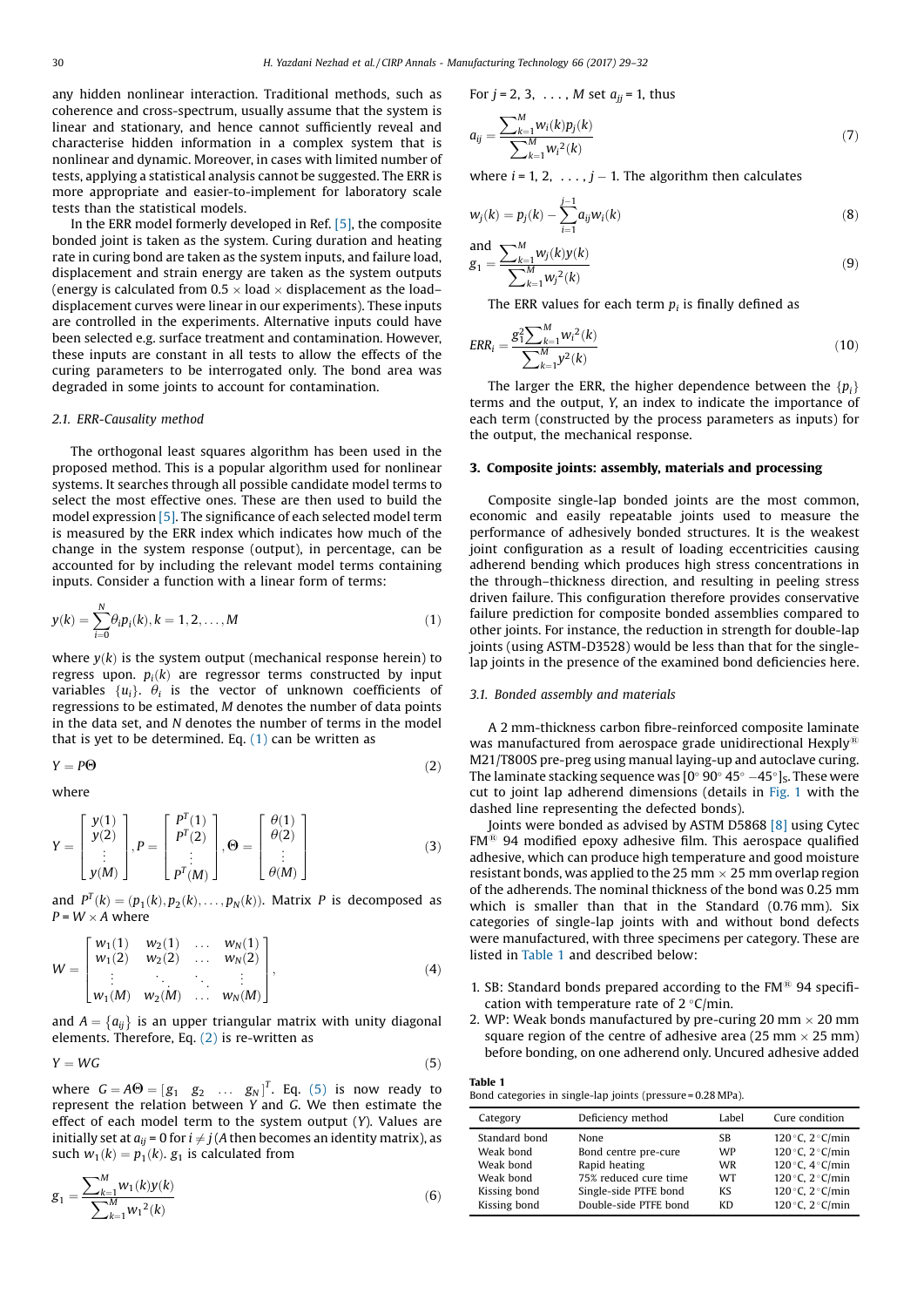any hidden nonlinear interaction. Traditional methods, such as coherence and cross-spectrum, usually assume that the system is linear and stationary, and hence cannot sufficiently reveal and characterise hidden information in a complex system that is nonlinear and dynamic. Moreover, in cases with limited number of tests, applying a statistical analysis cannot be suggested. The ERR is more appropriate and easier-to-implement for laboratory scale tests than the statistical models.

In the ERR model formerly developed in Ref. [5], the composite bonded joint is taken as the system. Curing duration and heating rate in curing bond are taken as the system inputs, and failure load, displacement and strain energy are taken as the system outputs (energy is calculated from 0.5 × load × displacement as the load–displacement curves were linear in our experiments). These inputs are controlled in the experiments. Alternative inputs could have been selected e.g. surface treatment and contamination. However, these inputs are constant in all tests to allow the effects of the curing parameters to be interrogated only. The bond area was degraded in some joints to account for contamination.

### 2.1. ERR-Causality method

The orthogonal least squares algorithm has been used in the proposed method. This is a popular algorithm used for nonlinear systems. It searches through all possible candidate model terms to select the most effective ones. These are then used to build the model expression [5]. The significance of each selected model term is measured by the ERR index which indicates how much of the change in the system response (output), in percentage, can be accounted for by including the relevant model terms containing inputs. Consider a function with a linear form of terms:

$$y(k) = \sum_{i=0}^{N} \theta_i p_i(k), k = 1, 2, \ldots, M \tag{1}$$

where $y(k)$ is the system output (mechanical response herein) to regress upon. $p_i(k)$ are regressor terms constructed by input variables $\{u_i\}$. $\theta_i$ is the vector of unknown coefficients of regressions to be estimated, $M$ denotes the number of data points in the data set, and $N$ denotes the number of terms in the model that is yet to be determined. Eq. (1) can be written as

$$Y = P\Theta \tag{2}$$

where

$$Y = \begin{bmatrix} y(1) \\ y(2) \\ \vdots \\ y(M) \end{bmatrix}, P = \begin{bmatrix} P^T(1) \\ P^T(2) \\ \vdots \\ P^T(M) \end{bmatrix}, \Theta = \begin{bmatrix} \theta(1) \\ \theta(2) \\ \vdots \\ \theta(M) \end{bmatrix} \tag{3}$$

and $P^T(k) = (p_1(k), p_2(k), \ldots, p_N(k))$. Matrix $P$ is decomposed as $P = W \times A$ where

$$W = \begin{bmatrix} w_1(1) & w_2(1) & \ldots & w_N(1) \\ w_1(2) & w_2(2) & \ldots & w_N(2) \\ \vdots & & \ddots & \vdots \\ w_1(M) & w_2(M) & \ldots & w_N(M) \end{bmatrix}, \tag{4}$$

and $A = \{a_{ij}\}$ is an upper triangular matrix with unity diagonal elements. Therefore, Eq. (2) is re-written as

$$Y = WG \tag{5}$$

where $G = A\Theta = [g_1 \quad g_2 \quad \ldots \quad g_N]^T$. Eq. (5) is now ready to represent the relation between $Y$ and $G$. We then estimate the effect of each model term to the system output ($Y$). Values are initially set at $a_{ij} = 0$ for $i \neq j$ ($A$ then becomes an identity matrix), as such $w_1(k) = p_1(k)$. $g_1$ is calculated from

$$g_1 = \frac{\sum_{k=1}^{M} w_1(k) y(k)}{\sum_{k=1}^{M} {w_1}^2(k)} \tag{6}$$

For $j = 2, 3, \ldots, M$ set $a_{jj} = 1$, thus

$$a_{ij} = \frac{\sum_{k=1}^{M} w_i(k) p_j(k)}{\sum_{k=1}^{M} {w_i}^2(k)} \tag{7}$$

where $i = 1, 2, \ldots, j-1$. The algorithm then calculates

$$w_j(k) = p_j(k) - \sum_{i=1}^{j-1} a_{ij} w_i(k) \tag{8}$$

and

$$g_1 = \frac{\sum_{k=1}^{M} w_j(k) y(k)}{\sum_{k=1}^{M} {w_j}^2(k)} \tag{9}$$

The ERR values for each term $p_i$ is finally defined as

$$ERR_i = \frac{g_i^2 \sum_{k=1}^{M} {w_i}^2(k)}{\sum_{k=1}^{M} y^2(k)} \tag{10}$$

The larger the ERR, the higher dependence between the $\{p_i\}$ terms and the output, $Y$, an index to indicate the importance of each term (constructed by the process parameters as inputs) for the output, the mechanical response.

## 3. Composite joints: assembly, materials and processing

Composite single-lap bonded joints are the most common, economic and easily repeatable joints used to measure the performance of adhesively bonded structures. It is the weakest joint configuration as a result of loading eccentricities causing adherend bending which produces high stress concentrations in the through–thickness direction, and resulting in peeling stress driven failure. This configuration therefore provides conservative failure prediction for composite bonded assemblies compared to other joints. For instance, the reduction in strength for double-lap joints (using ASTM-D3528) would be less than that for the single-lap joints in the presence of the examined bond deficiencies here.

### 3.1. Bonded assembly and materials

A 2 mm-thickness carbon fibre-reinforced composite laminate was manufactured from aerospace grade unidirectional Hexply® M21/T800S pre-preg using manual laying-up and autoclave curing. The laminate stacking sequence was [0° 90° 45° −45°]$_S$. These were cut to joint lap adherend dimensions (details in Fig. 1 with the dashed line representing the defected bonds).

Joints were bonded as advised by ASTM D5868 [8] using Cytec FM® 94 modified epoxy adhesive film. This aerospace qualified adhesive, which can produce high temperature and good moisture resistant bonds, was applied to the 25 mm × 25 mm overlap region of the adherends. The nominal thickness of the bond was 0.25 mm which is smaller than that in the Standard (0.76 mm). Six categories of single-lap joints with and without bond defects were manufactured, with three specimens per category. These are listed in Table 1 and described below:

1. SB: Standard bonds prepared according to the FM® 94 specification with temperature rate of 2 °C/min.
2. WP: Weak bonds manufactured by pre-curing 20 mm × 20 mm square region of the centre of adhesive area (25 mm × 25 mm) before bonding, on one adherend only. Uncured adhesive added

**Table 1**
Bond categories in single-lap joints (pressure = 0.28 MPa).

| Category | Deficiency method | Label | Cure condition |
|---|---|---|---|
| Standard bond | None | SB | 120 °C, 2 °C/min |
| Weak bond | Bond centre pre-cure | WP | 120 °C, 2 °C/min |
| Weak bond | Rapid heating | WR | 120 °C, 4 °C/min |
| Weak bond | 75% reduced cure time | WT | 120 °C, 2 °C/min |
| Kissing bond | Single-side PTFE bond | KS | 120 °C, 2 °C/min |
| Kissing bond | Double-side PTFE bond | KD | 120 °C, 2 °C/min |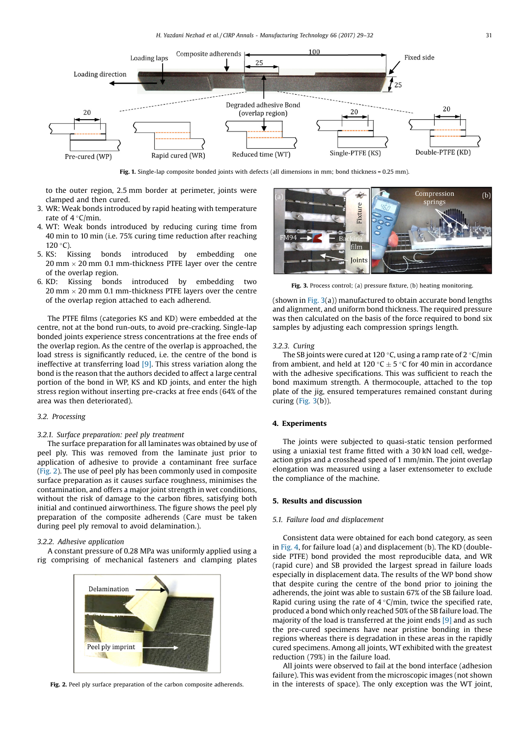Fig. 1. Single-lap composite bonded joints with defects (all dimensions in mm; bond thickness = 0.25 mm).

to the outer region, 2.5 mm border at perimeter, joints were clamped and then cured.

3. WR: Weak bonds introduced by rapid heating with temperature rate of 4 °C/min.
4. WT: Weak bonds introduced by reducing curing time from 40 min to 10 min (i.e. 75% curing time reduction after reaching 120 °C).
5. KS: Kissing bonds introduced by embedding one 20 mm × 20 mm 0.1 mm-thickness PTFE layer over the centre of the overlap region.
6. KD: Kissing bonds introduced by embedding two 20 mm × 20 mm 0.1 mm-thickness PTFE layers over the centre of the overlap region attached to each adherend.

The PTFE films (categories KS and KD) were embedded at the centre, not at the bond run-outs, to avoid pre-cracking. Single-lap bonded joints experience stress concentrations at the free ends of the overlap region. As the centre of the overlap is approached, the load stress is significantly reduced, i.e. the centre of the bond is ineffective at transferring load [9]. This stress variation along the bond is the reason that the authors decided to affect a large central portion of the bond in WP, KS and KD joints, and enter the high stress region without inserting pre-cracks at free ends (64% of the area was then deteriorated).

### 3.2. Processing

#### 3.2.1. Surface preparation: peel ply treatment

The surface preparation for all laminates was obtained by use of peel ply. This was removed from the laminate just prior to application of adhesive to provide a contaminant free surface (Fig. 2). The use of peel ply has been commonly used in composite surface preparation as it causes surface roughness, minimises the contamination, and offers a major joint strength in wet conditions, without the risk of damage to the carbon fibres, satisfying both initial and continued airworthiness. The figure shows the peel ply preparation of the composite adherends (Care must be taken during peel ply removal to avoid delamination.).

#### 3.2.2. Adhesive application

A constant pressure of 0.28 MPa was uniformly applied using a rig comprising of mechanical fasteners and clamping plates (shown in Fig. 3(a)) manufactured to obtain accurate bond lengths and alignment, and uniform bond thickness. The required pressure was then calculated on the basis of the force required to bond six samples by adjusting each compression springs length.

Fig. 2. Peel ply surface preparation of the carbon composite adherends.

Fig. 3. Process control; (a) pressure fixture, (b) heating monitoring.

#### 3.2.3. Curing

The SB joints were cured at 120 °C, using a ramp rate of 2 °C/min from ambient, and held at 120 °C ± 5 °C for 40 min in accordance with the adhesive specifications. This was sufficient to reach the bond maximum strength. A thermocouple, attached to the top plate of the jig, ensured temperatures remained constant during curing (Fig. 3(b)).

## 4. Experiments

The joints were subjected to quasi-static tension performed using a uniaxial test frame fitted with a 30 kN load cell, wedge-action grips and a crosshead speed of 1 mm/min. The joint overlap elongation was measured using a laser extensometer to exclude the compliance of the machine.

## 5. Results and discussion

### 5.1. Failure load and displacement

Consistent data were obtained for each bond category, as seen in Fig. 4, for failure load (a) and displacement (b). The KD (double-side PTFE) bond provided the most reproducible data, and WR (rapid cure) and SB provided the largest spread in failure loads especially in displacement data. The results of the WP bond show that despite curing the centre of the bond prior to joining the adherends, the joint was able to sustain 67% of the SB failure load. Rapid curing using the rate of 4 °C/min, twice the specified rate, produced a bond which only reached 50% of the SB failure load. The majority of the load is transferred at the joint ends [9] and as such the pre-cured specimens have near pristine bonding in these regions whereas there is degradation in these areas in the rapidly cured specimens. Among all joints, WT exhibited with the greatest reduction (79%) in the failure load.

All joints were observed to fail at the bond interface (adhesion failure). This was evident from the microscopic images (not shown in the interests of space). The only exception was the WT joint,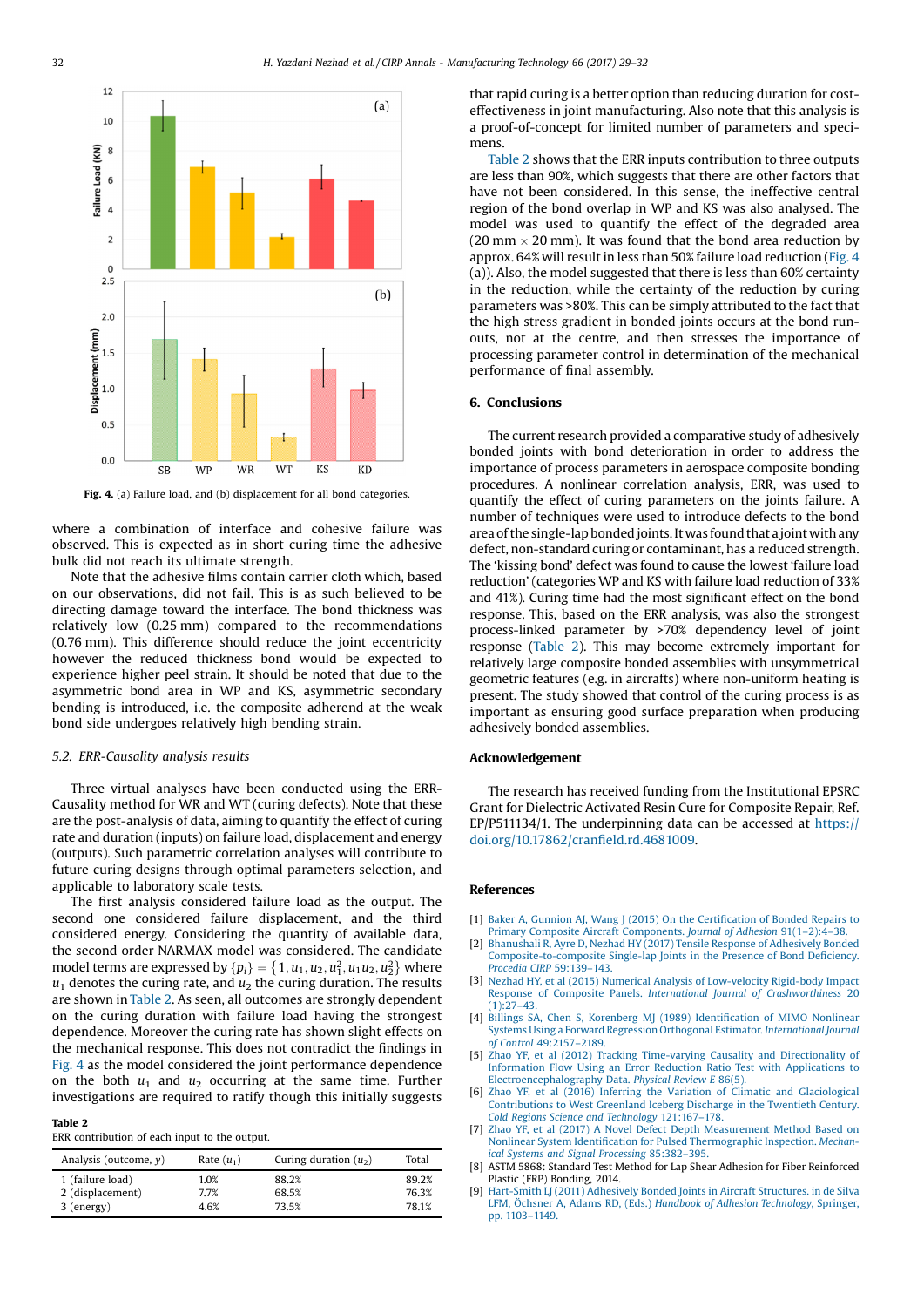(a)

Failure Load (KN)

0 2 4 6 8 10 12

(b)

Displacement (mm)

0.0 0.5 1.0 1.5 2.0 2.5

SB WP WR WT KS KD

**Fig. 4.** (a) Failure load, and (b) displacement for all bond categories.

where a combination of interface and cohesive failure was observed. This is expected as in short curing time the adhesive bulk did not reach its ultimate strength.

Note that the adhesive films contain carrier cloth which, based on our observations, did not fail. This is as such believed to be directing damage toward the interface. The bond thickness was relatively low (0.25 mm) compared to the recommendations (0.76 mm). This difference should reduce the joint eccentricity however the reduced thickness bond would be expected to experience higher peel strain. It should be noted that due to the asymmetric bond area in WP and KS, asymmetric secondary bending is introduced, i.e. the composite adherend at the weak bond side undergoes relatively high bending strain.

### 5.2. ERR-Causality analysis results

Three virtual analyses have been conducted using the ERR-Causality method for WR and WT (curing defects). Note that these are the post-analysis of data, aiming to quantify the effect of curing rate and duration (inputs) on failure load, displacement and energy (outputs). Such parametric correlation analyses will contribute to future curing designs through optimal parameters selection, and applicable to laboratory scale tests.

The first analysis considered failure load as the output. The second one considered failure displacement, and the third considered energy. Considering the quantity of available data, the second order NARMAX model was considered. The candidate model terms are expressed by $\{p_i\} = \{1, u_1, u_2, u_1^2, u_1u_2, u_2^2\}$ where $u_1$ denotes the curing rate, and $u_2$ the curing duration. The results are shown in Table 2. As seen, all outcomes are strongly dependent on the curing duration with failure load having the strongest dependence. Moreover the curing rate has shown slight effects on the mechanical response. This does not contradict the findings in Fig. 4 as the model considered the joint performance dependence on the both $u_1$ and $u_2$ occurring at the same time. Further investigations are required to ratify though this initially suggests that rapid curing is a better option than reducing duration for cost-effectiveness in joint manufacturing. Also note that this analysis is a proof-of-concept for limited number of parameters and specimens.

**Table 2**
ERR contribution of each input to the output.

| Analysis (outcome, $y$) | Rate ($u_1$) | Curing duration ($u_2$) | Total |
|---|---|---|---|
| 1 (failure load) | 1.0% | 88.2% | 89.2% |
| 2 (displacement) | 7.7% | 68.5% | 76.3% |
| 3 (energy) | 4.6% | 73.5% | 78.1% |

Table 2 shows that the ERR inputs contribution to three outputs are less than 90%, which suggests that there are other factors that have not been considered. In this sense, the ineffective central region of the bond overlap in WP and KS was also analysed. The model was used to quantify the effect of the degraded area (20 mm × 20 mm). It was found that the bond area reduction by approx. 64% will result in less than 50% failure load reduction (Fig. 4(a)). Also, the model suggested that there is less than 60% certainty in the reduction, while the certainty of the reduction by curing parameters was >80%. This can be simply attributed to the fact that the high stress gradient in bonded joints occurs at the bond run-outs, not at the centre, and then stresses the importance of processing parameter control in determination of the mechanical performance of final assembly.

## 6. Conclusions

The current research provided a comparative study of adhesively bonded joints with bond deterioration in order to address the importance of process parameters in aerospace composite bonding procedures. A nonlinear correlation analysis, ERR, was used to quantify the effect of curing parameters on the joints failure. A number of techniques were used to introduce defects to the bond area of the single-lap bonded joints. It was found that a joint with any defect, non-standard curing or contaminant, has a reduced strength. The 'kissing bond' defect was found to cause the lowest 'failure load reduction' (categories WP and KS with failure load reduction of 33% and 41%). Curing time had the most significant effect on the bond response. This, based on the ERR analysis, was also the strongest process-linked parameter by >70% dependency level of joint response (Table 2). This may become extremely important for relatively large composite bonded assemblies with unsymmetrical geometric features (e.g. in aircrafts) where non-uniform heating is present. The study showed that control of the curing process is as important as ensuring good surface preparation when producing adhesively bonded assemblies.

## Acknowledgement

The research has received funding from the Institutional EPSRC Grant for Dielectric Activated Resin Cure for Composite Repair, Ref. EP/P511134/1. The underpinning data can be accessed at https://doi.org/10.17862/cranfield.rd.4681009.

## References

[1] Baker A, Gunnion AJ, Wang J (2015) On the Certification of Bonded Repairs to Primary Composite Aircraft Components. *Journal of Adhesion* 91(1–2):4–38.

[2] Bhanushali R, Ayre D, Nezhad HY (2017) Tensile Response of Adhesively Bonded Composite-to-composite Single-lap Joints in the Presence of Bond Deficiency. *Procedia CIRP* 59:139–143.

[3] Nezhad HY, et al (2015) Numerical Analysis of Low-velocity Rigid-body Impact Response of Composite Panels. *International Journal of Crashworthiness* 20 (1):27–43.

[4] Billings SA, Chen S, Korenberg MJ (1989) Identification of MIMO Nonlinear Systems Using a Forward Regression Orthogonal Estimator. *International Journal of Control* 49:2157–2189.

[5] Zhao YF, et al (2012) Tracking Time-varying Causality and Directionality of Information Flow Using an Error Reduction Ratio Test with Applications to Electroencephalography Data. *Physical Review E* 86(5).

[6] Zhao YF, et al (2016) Inferring the Variation of Climatic and Glaciological Contributions to West Greenland Iceberg Discharge in the Twentieth Century. *Cold Regions Science and Technology* 121:167–178.

[7] Zhao YF, et al (2017) A Novel Defect Depth Measurement Method Based on Nonlinear System Identification for Pulsed Thermographic Inspection. *Mechanical Systems and Signal Processing* 85:382–395.

[8] ASTM 5868: Standard Test Method for Lap Shear Adhesion for Fiber Reinforced Plastic (FRP) Bonding, 2014.

[9] Hart-Smith LJ (2011) Adhesively Bonded Joints in Aircraft Structures. in de Silva LFM, Öchsner A, Adams RD, (Eds.) *Handbook of Adhesion Technology*, Springer, pp. 1103–1149.